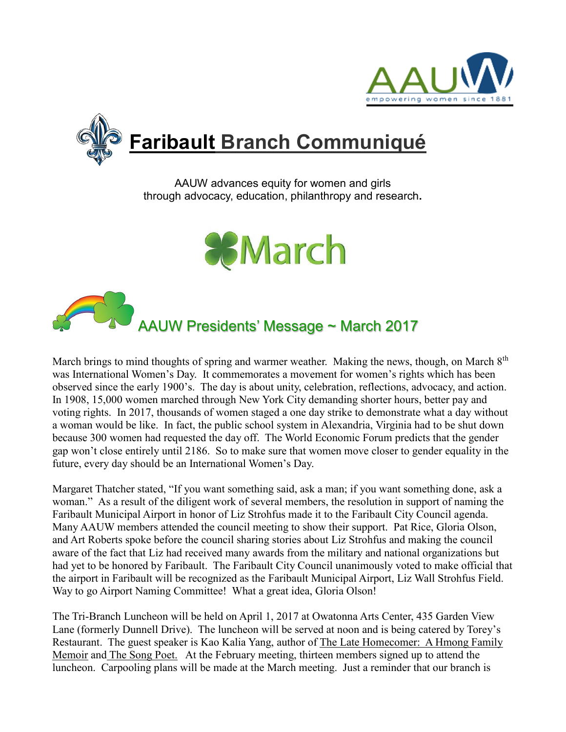AAUW
empowering women since 1881

# Faribault Branch Communiqué

AAUW advances equity for women and girls through advocacy, education, philanthropy and research.

## March

## AAUW Presidents' Message ~ March 2017

March brings to mind thoughts of spring and warmer weather. Making the news, though, on March 8th was International Women's Day. It commemorates a movement for women's rights which has been observed since the early 1900's. The day is about unity, celebration, reflections, advocacy, and action. In 1908, 15,000 women marched through New York City demanding shorter hours, better pay and voting rights. In 2017, thousands of women staged a one day strike to demonstrate what a day without a woman would be like. In fact, the public school system in Alexandria, Virginia had to be shut down because 300 women had requested the day off. The World Economic Forum predicts that the gender gap won't close entirely until 2186. So to make sure that women move closer to gender equality in the future, every day should be an International Women's Day.

Margaret Thatcher stated, "If you want something said, ask a man; if you want something done, ask a woman." As a result of the diligent work of several members, the resolution in support of naming the Faribault Municipal Airport in honor of Liz Strohfus made it to the Faribault City Council agenda. Many AAUW members attended the council meeting to show their support. Pat Rice, Gloria Olson, and Art Roberts spoke before the council sharing stories about Liz Strohfus and making the council aware of the fact that Liz had received many awards from the military and national organizations but had yet to be honored by Faribault. The Faribault City Council unanimously voted to make official that the airport in Faribault will be recognized as the Faribault Municipal Airport, Liz Wall Strohfus Field. Way to go Airport Naming Committee! What a great idea, Gloria Olson!

The Tri-Branch Luncheon will be held on April 1, 2017 at Owatonna Arts Center, 435 Garden View Lane (formerly Dunnell Drive). The luncheon will be served at noon and is being catered by Torey's Restaurant. The guest speaker is Kao Kalia Yang, author of The Late Homecomer: A Hmong Family Memoir and The Song Poet. At the February meeting, thirteen members signed up to attend the luncheon. Carpooling plans will be made at the March meeting. Just a reminder that our branch is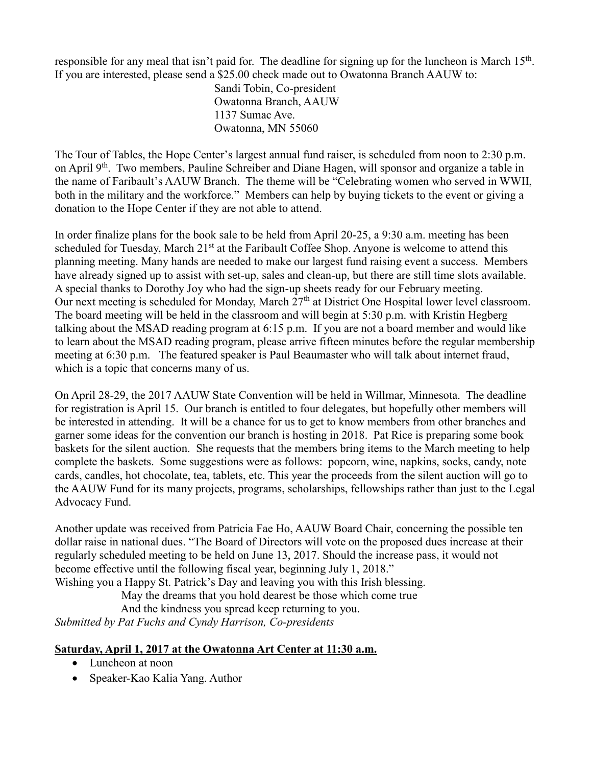responsible for any meal that isn't paid for. The deadline for signing up for the luncheon is March 15th. If you are interested, please send a $25.00 check made out to Owatonna Branch AAUW to:

Sandi Tobin, Co-president  
Owatonna Branch, AAUW  
1137 Sumac Ave.  
Owatonna, MN 55060

The Tour of Tables, the Hope Center's largest annual fund raiser, is scheduled from noon to 2:30 p.m. on April 9th. Two members, Pauline Schreiber and Diane Hagen, will sponsor and organize a table in the name of Faribault's AAUW Branch. The theme will be "Celebrating women who served in WWII, both in the military and the workforce." Members can help by buying tickets to the event or giving a donation to the Hope Center if they are not able to attend.

In order finalize plans for the book sale to be held from April 20-25, a 9:30 a.m. meeting has been scheduled for Tuesday, March 21st at the Faribault Coffee Shop. Anyone is welcome to attend this planning meeting. Many hands are needed to make our largest fund raising event a success. Members have already signed up to assist with set-up, sales and clean-up, but there are still time slots available. A special thanks to Dorothy Joy who had the sign-up sheets ready for our February meeting.
Our next meeting is scheduled for Monday, March 27th at District One Hospital lower level classroom. The board meeting will be held in the classroom and will begin at 5:30 p.m. with Kristin Hegberg talking about the MSAD reading program at 6:15 p.m. If you are not a board member and would like to learn about the MSAD reading program, please arrive fifteen minutes before the regular membership meeting at 6:30 p.m. The featured speaker is Paul Beaumaster who will talk about internet fraud, which is a topic that concerns many of us.

On April 28-29, the 2017 AAUW State Convention will be held in Willmar, Minnesota. The deadline for registration is April 15. Our branch is entitled to four delegates, but hopefully other members will be interested in attending. It will be a chance for us to get to know members from other branches and garner some ideas for the convention our branch is hosting in 2018. Pat Rice is preparing some book baskets for the silent auction. She requests that the members bring items to the March meeting to help complete the baskets. Some suggestions were as follows: popcorn, wine, napkins, socks, candy, note cards, candles, hot chocolate, tea, tablets, etc. This year the proceeds from the silent auction will go to the AAUW Fund for its many projects, programs, scholarships, fellowships rather than just to the Legal Advocacy Fund.

Another update was received from Patricia Fae Ho, AAUW Board Chair, concerning the possible ten dollar raise in national dues. "The Board of Directors will vote on the proposed dues increase at their regularly scheduled meeting to be held on June 13, 2017. Should the increase pass, it would not become effective until the following fiscal year, beginning July 1, 2018."
Wishing you a Happy St. Patrick's Day and leaving you with this Irish blessing.

May the dreams that you hold dearest be those which come true  
And the kindness you spread keep returning to you.

*Submitted by Pat Fuchs and Cyndy Harrison, Co-presidents*

**Saturday, April 1, 2017 at the Owatonna Art Center at 11:30 a.m.**

- Luncheon at noon
- Speaker-Kao Kalia Yang. Author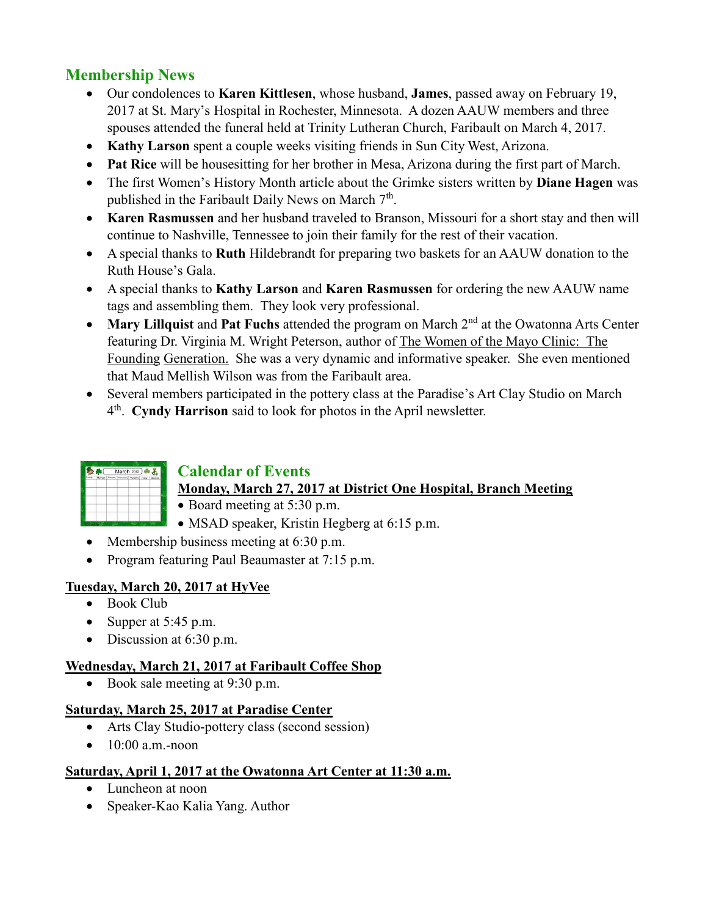## Membership News

- Our condolences to **Karen Kittlesen**, whose husband, **James**, passed away on February 19, 2017 at St. Mary's Hospital in Rochester, Minnesota. A dozen AAUW members and three spouses attended the funeral held at Trinity Lutheran Church, Faribault on March 4, 2017.
- **Kathy Larson** spent a couple weeks visiting friends in Sun City West, Arizona.
- **Pat Rice** will be housesitting for her brother in Mesa, Arizona during the first part of March.
- The first Women's History Month article about the Grimke sisters written by **Diane Hagen** was published in the Faribault Daily News on March 7th.
- **Karen Rasmussen** and her husband traveled to Branson, Missouri for a short stay and then will continue to Nashville, Tennessee to join their family for the rest of their vacation.
- A special thanks to **Ruth** Hildebrandt for preparing two baskets for an AAUW donation to the Ruth House's Gala.
- A special thanks to **Kathy Larson** and **Karen Rasmussen** for ordering the new AAUW name tags and assembling them. They look very professional.
- **Mary Lillquist** and **Pat Fuchs** attended the program on March 2nd at the Owatonna Arts Center featuring Dr. Virginia M. Wright Peterson, author of The Women of the Mayo Clinic: The Founding Generation. She was a very dynamic and informative speaker. She even mentioned that Maud Mellish Wilson was from the Faribault area.
- Several members participated in the pottery class at the Paradise's Art Clay Studio on March 4th. **Cyndy Harrison** said to look for photos in the April newsletter.

## Calendar of Events

**Monday, March 27, 2017 at District One Hospital, Branch Meeting**

- Board meeting at 5:30 p.m.
- MSAD speaker, Kristin Hegberg at 6:15 p.m.
- Membership business meeting at 6:30 p.m.
- Program featuring Paul Beaumaster at 7:15 p.m.

**Tuesday, March 20, 2017 at HyVee**

- Book Club
- Supper at 5:45 p.m.
- Discussion at 6:30 p.m.

**Wednesday, March 21, 2017 at Faribault Coffee Shop**

- Book sale meeting at 9:30 p.m.

**Saturday, March 25, 2017 at Paradise Center**

- Arts Clay Studio-pottery class (second session)
- 10:00 a.m.-noon

**Saturday, April 1, 2017 at the Owatonna Art Center at 11:30 a.m.**

- Luncheon at noon
- Speaker-Kao Kalia Yang. Author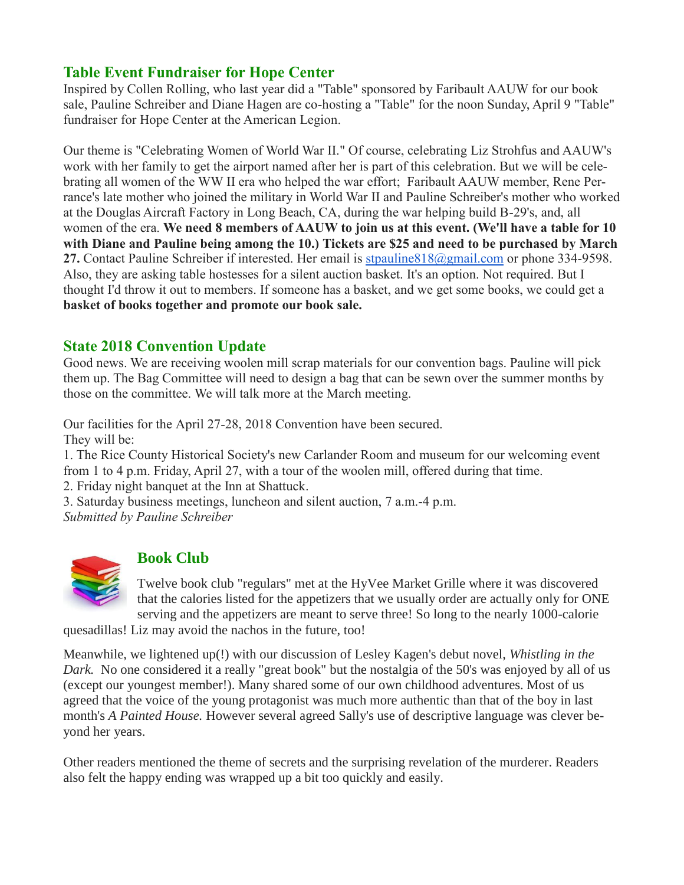## Table Event Fundraiser for Hope Center

Inspired by Collen Rolling, who last year did a "Table" sponsored by Faribault AAUW for our book sale, Pauline Schreiber and Diane Hagen are co-hosting a "Table" for the noon Sunday, April 9 "Table" fundraiser for Hope Center at the American Legion.

Our theme is "Celebrating Women of World War II." Of course, celebrating Liz Strohfus and AAUW's work with her family to get the airport named after her is part of this celebration. But we will be celebrating all women of the WW II era who helped the war effort; Faribault AAUW member, Rene Perrance's late mother who joined the military in World War II and Pauline Schreiber's mother who worked at the Douglas Aircraft Factory in Long Beach, CA, during the war helping build B-29's, and, all women of the era. **We need 8 members of AAUW to join us at this event. (We'll have a table for 10 with Diane and Pauline being among the 10.) Tickets are $25 and need to be purchased by March 27.** Contact Pauline Schreiber if interested. Her email is stpauline818@gmail.com or phone 334-9598. Also, they are asking table hostesses for a silent auction basket. It's an option. Not required. But I thought I'd throw it out to members. If someone has a basket, and we get some books, we could get a **basket of books together and promote our book sale.**

## State 2018 Convention Update

Good news. We are receiving woolen mill scrap materials for our convention bags. Pauline will pick them up. The Bag Committee will need to design a bag that can be sewn over the summer months by those on the committee. We will talk more at the March meeting.

Our facilities for the April 27-28, 2018 Convention have been secured.
They will be:

1. The Rice County Historical Society's new Carlander Room and museum for our welcoming event from 1 to 4 p.m. Friday, April 27, with a tour of the woolen mill, offered during that time.
2. Friday night banquet at the Inn at Shattuck.
3. Saturday business meetings, luncheon and silent auction, 7 a.m.-4 p.m.

*Submitted by Pauline Schreiber*

## Book Club

Twelve book club "regulars" met at the HyVee Market Grille where it was discovered that the calories listed for the appetizers that we usually order are actually only for ONE serving and the appetizers are meant to serve three! So long to the nearly 1000-calorie quesadillas! Liz may avoid the nachos in the future, too!

Meanwhile, we lightened up(!) with our discussion of Lesley Kagen's debut novel, *Whistling in the Dark.* No one considered it a really "great book" but the nostalgia of the 50's was enjoyed by all of us (except our youngest member!). Many shared some of our own childhood adventures. Most of us agreed that the voice of the young protagonist was much more authentic than that of the boy in last month's *A Painted House.* However several agreed Sally's use of descriptive language was clever beyond her years.

Other readers mentioned the theme of secrets and the surprising revelation of the murderer. Readers also felt the happy ending was wrapped up a bit too quickly and easily.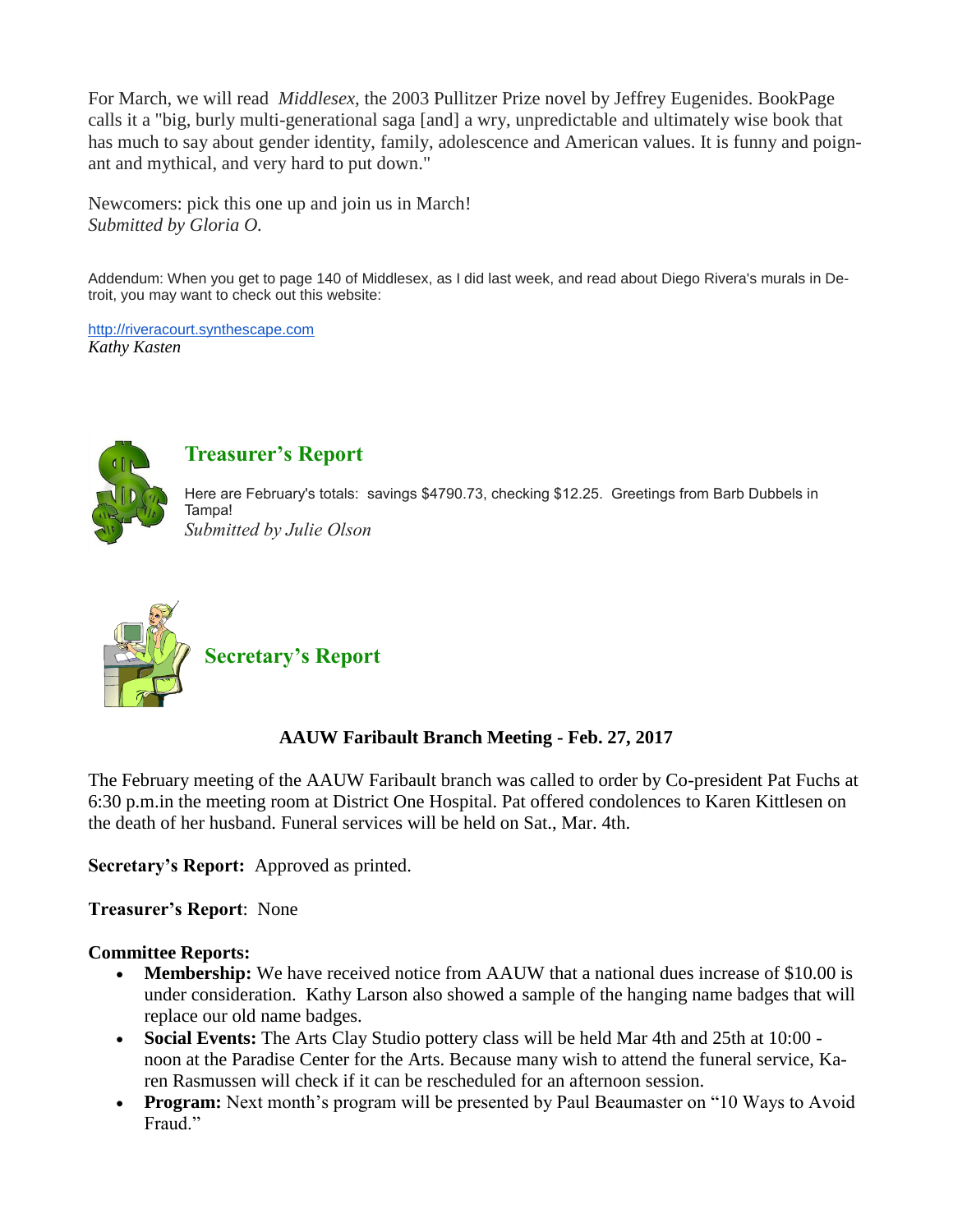For March, we will read *Middlesex*, the 2003 Pullitzer Prize novel by Jeffrey Eugenides. BookPage calls it a "big, burly multi-generational saga [and] a wry, unpredictable and ultimately wise book that has much to say about gender identity, family, adolescence and American values. It is funny and poignant and mythical, and very hard to put down."

Newcomers: pick this one up and join us in March!
*Submitted by Gloria O.*

Addendum: When you get to page 140 of Middlesex, as I did last week, and read about Diego Rivera's murals in Detroit, you may want to check out this website:

http://riveracourt.synthescape.com
*Kathy Kasten*

## Treasurer's Report

Here are February's totals: savings $4790.73, checking $12.25. Greetings from Barb Dubbels in Tampa!
*Submitted by Julie Olson*

## Secretary's Report

**AAUW Faribault Branch Meeting - Feb. 27, 2017**

The February meeting of the AAUW Faribault branch was called to order by Co-president Pat Fuchs at 6:30 p.m.in the meeting room at District One Hospital. Pat offered condolences to Karen Kittlesen on the death of her husband. Funeral services will be held on Sat., Mar. 4th.

**Secretary's Report:** Approved as printed.

**Treasurer's Report**: None

**Committee Reports:**

- **Membership:** We have received notice from AAUW that a national dues increase of $10.00 is under consideration. Kathy Larson also showed a sample of the hanging name badges that will replace our old name badges.
- **Social Events:** The Arts Clay Studio pottery class will be held Mar 4th and 25th at 10:00 - noon at the Paradise Center for the Arts. Because many wish to attend the funeral service, Karen Rasmussen will check if it can be rescheduled for an afternoon session.
- **Program:** Next month's program will be presented by Paul Beaumaster on "10 Ways to Avoid Fraud."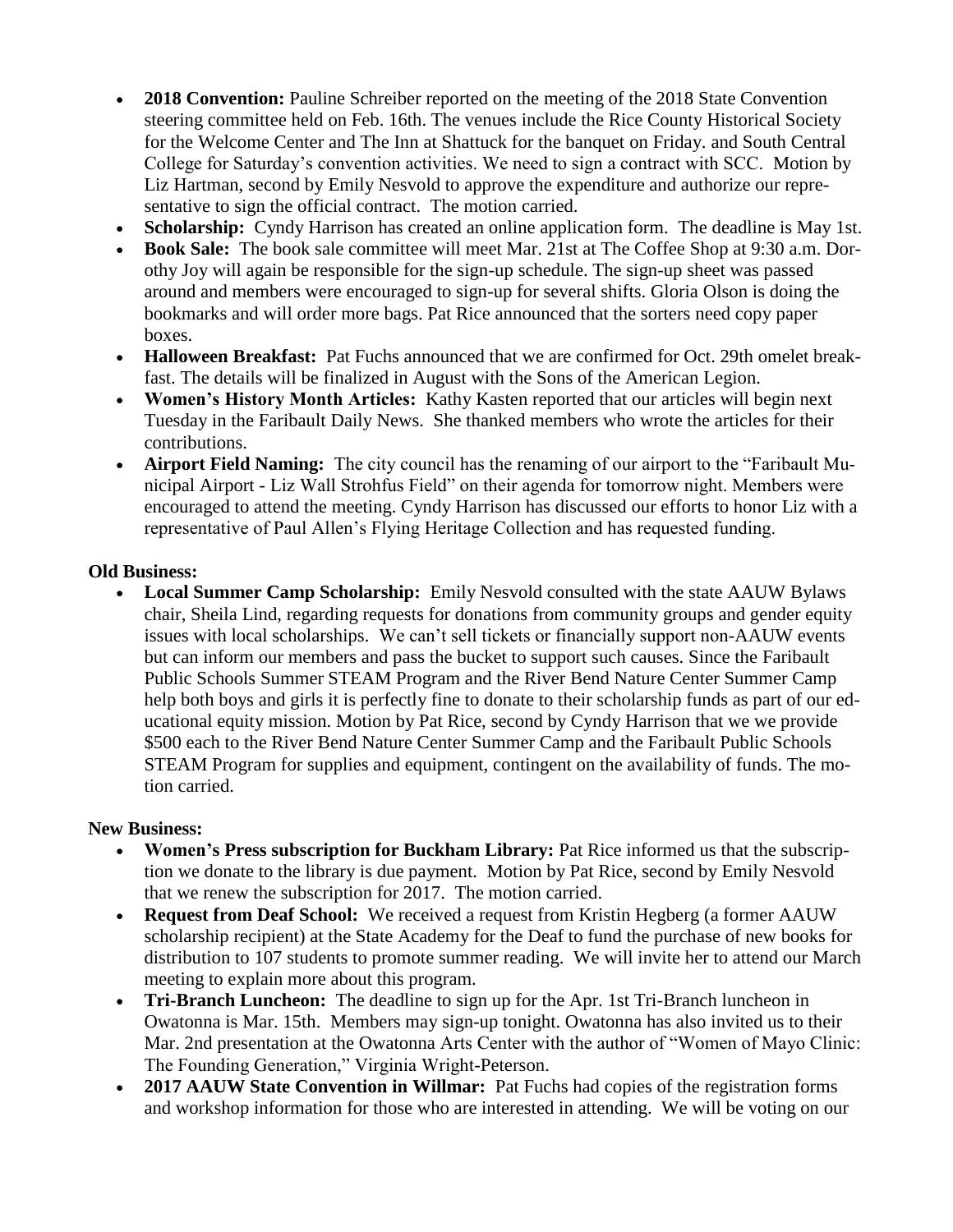- **2018 Convention:** Pauline Schreiber reported on the meeting of the 2018 State Convention steering committee held on Feb. 16th. The venues include the Rice County Historical Society for the Welcome Center and The Inn at Shattuck for the banquet on Friday. and South Central College for Saturday's convention activities. We need to sign a contract with SCC. Motion by Liz Hartman, second by Emily Nesvold to approve the expenditure and authorize our representative to sign the official contract. The motion carried.
- **Scholarship:** Cyndy Harrison has created an online application form. The deadline is May 1st.
- **Book Sale:** The book sale committee will meet Mar. 21st at The Coffee Shop at 9:30 a.m. Dorothy Joy will again be responsible for the sign-up schedule. The sign-up sheet was passed around and members were encouraged to sign-up for several shifts. Gloria Olson is doing the bookmarks and will order more bags. Pat Rice announced that the sorters need copy paper boxes.
- **Halloween Breakfast:** Pat Fuchs announced that we are confirmed for Oct. 29th omelet breakfast. The details will be finalized in August with the Sons of the American Legion.
- **Women's History Month Articles:** Kathy Kasten reported that our articles will begin next Tuesday in the Faribault Daily News. She thanked members who wrote the articles for their contributions.
- **Airport Field Naming:** The city council has the renaming of our airport to the "Faribault Municipal Airport - Liz Wall Strohfus Field" on their agenda for tomorrow night. Members were encouraged to attend the meeting. Cyndy Harrison has discussed our efforts to honor Liz with a representative of Paul Allen's Flying Heritage Collection and has requested funding.

**Old Business:**

- **Local Summer Camp Scholarship:** Emily Nesvold consulted with the state AAUW Bylaws chair, Sheila Lind, regarding requests for donations from community groups and gender equity issues with local scholarships. We can't sell tickets or financially support non-AAUW events but can inform our members and pass the bucket to support such causes. Since the Faribault Public Schools Summer STEAM Program and the River Bend Nature Center Summer Camp help both boys and girls it is perfectly fine to donate to their scholarship funds as part of our educational equity mission. Motion by Pat Rice, second by Cyndy Harrison that we we provide $500 each to the River Bend Nature Center Summer Camp and the Faribault Public Schools STEAM Program for supplies and equipment, contingent on the availability of funds. The motion carried.

**New Business:**

- **Women's Press subscription for Buckham Library:** Pat Rice informed us that the subscription we donate to the library is due payment. Motion by Pat Rice, second by Emily Nesvold that we renew the subscription for 2017. The motion carried.
- **Request from Deaf School:** We received a request from Kristin Hegberg (a former AAUW scholarship recipient) at the State Academy for the Deaf to fund the purchase of new books for distribution to 107 students to promote summer reading. We will invite her to attend our March meeting to explain more about this program.
- **Tri-Branch Luncheon:** The deadline to sign up for the Apr. 1st Tri-Branch luncheon in Owatonna is Mar. 15th. Members may sign-up tonight. Owatonna has also invited us to their Mar. 2nd presentation at the Owatonna Arts Center with the author of "Women of Mayo Clinic: The Founding Generation," Virginia Wright-Peterson.
- **2017 AAUW State Convention in Willmar:** Pat Fuchs had copies of the registration forms and workshop information for those who are interested in attending. We will be voting on our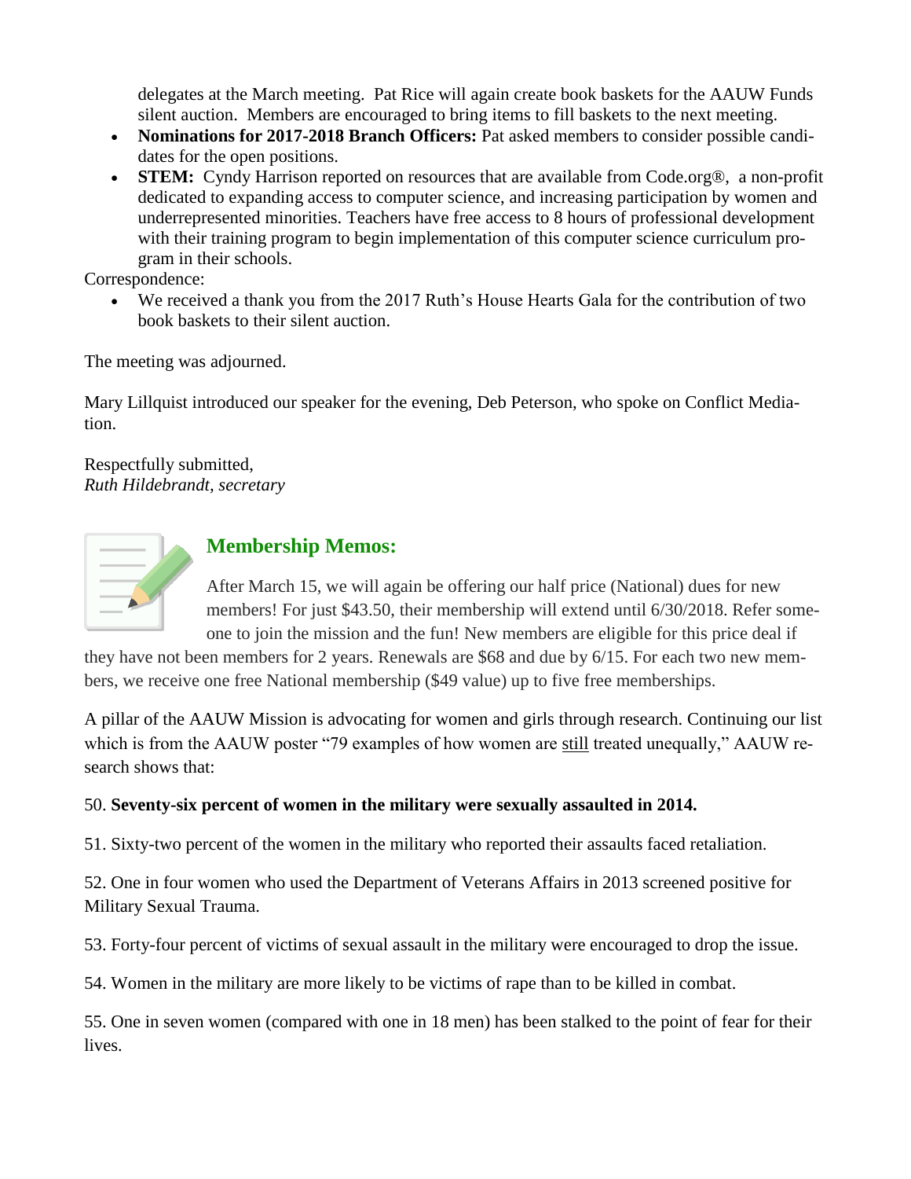delegates at the March meeting. Pat Rice will again create book baskets for the AAUW Funds silent auction. Members are encouraged to bring items to fill baskets to the next meeting.

- **Nominations for 2017-2018 Branch Officers:** Pat asked members to consider possible candidates for the open positions.
- **STEM:** Cyndy Harrison reported on resources that are available from Code.org®, a non-profit dedicated to expanding access to computer science, and increasing participation by women and underrepresented minorities. Teachers have free access to 8 hours of professional development with their training program to begin implementation of this computer science curriculum program in their schools.

Correspondence:

- We received a thank you from the 2017 Ruth's House Hearts Gala for the contribution of two book baskets to their silent auction.

The meeting was adjourned.

Mary Lillquist introduced our speaker for the evening, Deb Peterson, who spoke on Conflict Mediation.

Respectfully submitted,
*Ruth Hildebrandt, secretary*

## Membership Memos:

After March 15, we will again be offering our half price (National) dues for new members! For just $43.50, their membership will extend until 6/30/2018. Refer someone to join the mission and the fun! New members are eligible for this price deal if they have not been members for 2 years. Renewals are $68 and due by 6/15. For each two new members, we receive one free National membership ($49 value) up to five free memberships.

A pillar of the AAUW Mission is advocating for women and girls through research. Continuing our list which is from the AAUW poster "79 examples of how women are <u>still</u> treated unequally," AAUW research shows that:

50. **Seventy-six percent of women in the military were sexually assaulted in 2014.**

51. Sixty-two percent of the women in the military who reported their assaults faced retaliation.

52. One in four women who used the Department of Veterans Affairs in 2013 screened positive for Military Sexual Trauma.

53. Forty-four percent of victims of sexual assault in the military were encouraged to drop the issue.

54. Women in the military are more likely to be victims of rape than to be killed in combat.

55. One in seven women (compared with one in 18 men) has been stalked to the point of fear for their lives.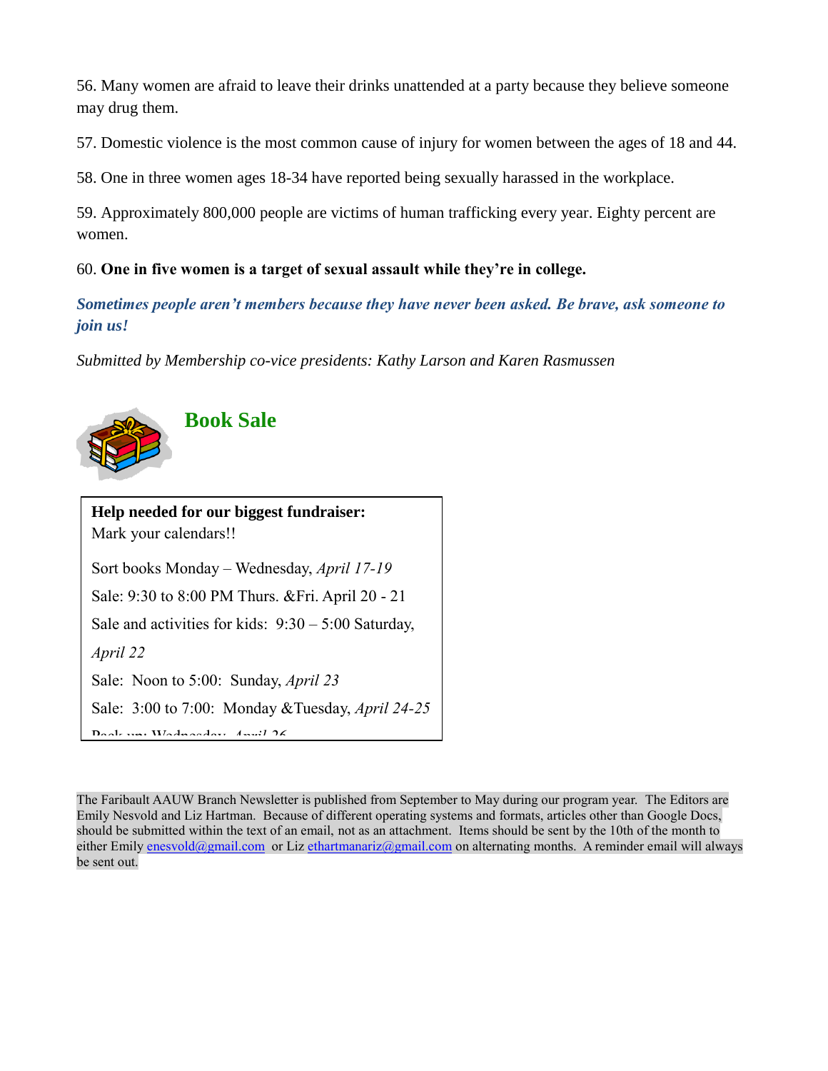56. Many women are afraid to leave their drinks unattended at a party because they believe someone may drug them.

57. Domestic violence is the most common cause of injury for women between the ages of 18 and 44.

58. One in three women ages 18-34 have reported being sexually harassed in the workplace.

59. Approximately 800,000 people are victims of human trafficking every year. Eighty percent are women.

60. **One in five women is a target of sexual assault while they're in college.**

***Sometimes people aren't members because they have never been asked. Be brave, ask someone to join us!***

*Submitted by Membership co-vice presidents: Kathy Larson and Karen Rasmussen*

## Book Sale

**Help needed for our biggest fundraiser:**
Mark your calendars!!

Sort books Monday – Wednesday, *April 17-19*

Sale: 9:30 to 8:00 PM Thurs. &Fri. April 20 - 21

Sale and activities for kids: 9:30 – 5:00 Saturday, *April 22*

Sale: Noon to 5:00: Sunday, *April 23*

Sale: 3:00 to 7:00: Monday &Tuesday, *April 24-25*

Pack up: Wednesday, *April 26*

The Faribault AAUW Branch Newsletter is published from September to May during our program year. The Editors are Emily Nesvold and Liz Hartman. Because of different operating systems and formats, articles other than Google Docs, should be submitted within the text of an email, not as an attachment. Items should be sent by the 10th of the month to either Emily enesvold@gmail.com or Liz ethartmanariz@gmail.com on alternating months. A reminder email will always be sent out.